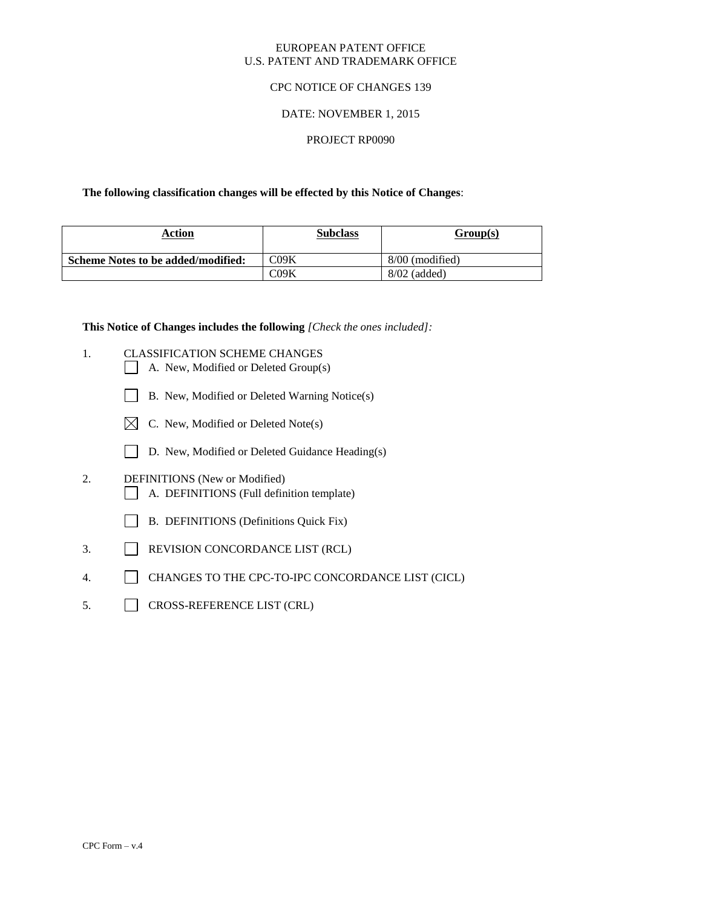EUROPEAN PATENT OFFICE
U.S. PATENT AND TRADEMARK OFFICE

CPC NOTICE OF CHANGES 139

DATE: NOVEMBER 1, 2015

PROJECT RP0090

**The following classification changes will be effected by this Notice of Changes**:

| Action | Subclass | Group(s) |
|---|---|---|
| **Scheme Notes to be added/modified:** | C09K | 8/00 (modified) |
| | C09K | 8/02 (added) |

**This Notice of Changes includes the following** *[Check the ones included]:*

1. CLASSIFICATION SCHEME CHANGES
   - ☐ A. New, Modified or Deleted Group(s)
   - ☐ B. New, Modified or Deleted Warning Notice(s)
   - ☒ C. New, Modified or Deleted Note(s)
   - ☐ D. New, Modified or Deleted Guidance Heading(s)
2. DEFINITIONS (New or Modified)
   - ☐ A. DEFINITIONS (Full definition template)
   - ☐ B. DEFINITIONS (Definitions Quick Fix)
3. ☐ REVISION CONCORDANCE LIST (RCL)
4. ☐ CHANGES TO THE CPC-TO-IPC CONCORDANCE LIST (CICL)
5. ☐ CROSS-REFERENCE LIST (CRL)

CPC Form – v.4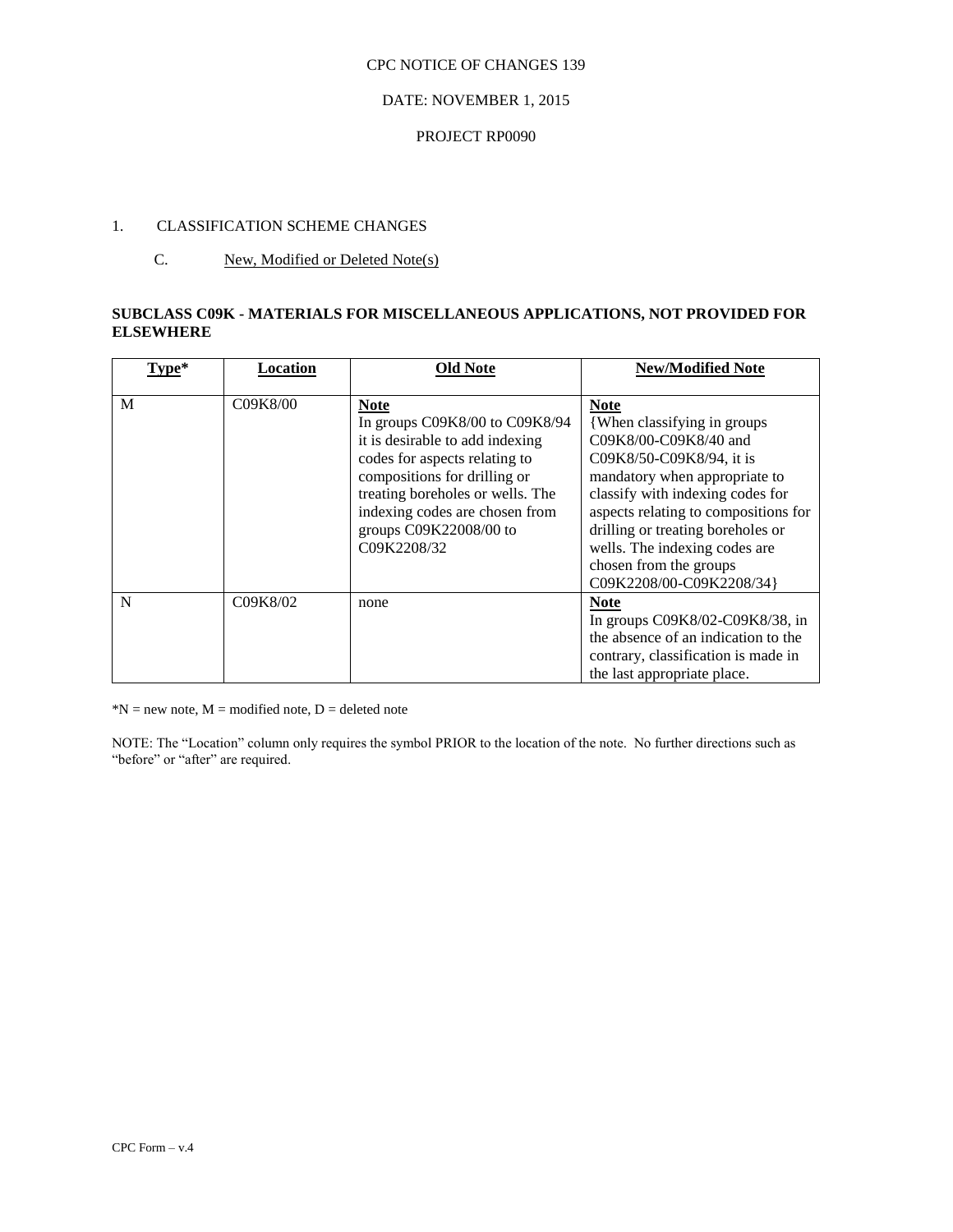CPC NOTICE OF CHANGES 139

DATE: NOVEMBER 1, 2015

PROJECT RP0090

1. CLASSIFICATION SCHEME CHANGES

   C. New, Modified or Deleted Note(s)

**SUBCLASS C09K - MATERIALS FOR MISCELLANEOUS APPLICATIONS, NOT PROVIDED FOR ELSEWHERE**

| Type* | Location | Old Note | New/Modified Note |
|---|---|---|---|
| M | C09K8/00 | **Note** In groups C09K8/00 to C09K8/94 it is desirable to add indexing codes for aspects relating to compositions for drilling or treating boreholes or wells. The indexing codes are chosen from groups C09K22008/00 to C09K2208/32 | **Note** {When classifying in groups C09K8/00-C09K8/40 and C09K8/50-C09K8/94, it is mandatory when appropriate to classify with indexing codes for aspects relating to compositions for drilling or treating boreholes or wells. The indexing codes are chosen from the groups C09K2208/00-C09K2208/34} |
| N | C09K8/02 | none | **Note** In groups C09K8/02-C09K8/38, in the absence of an indication to the contrary, classification is made in the last appropriate place. |

*N = new note, M = modified note, D = deleted note

NOTE: The "Location" column only requires the symbol PRIOR to the location of the note. No further directions such as "before" or "after" are required.